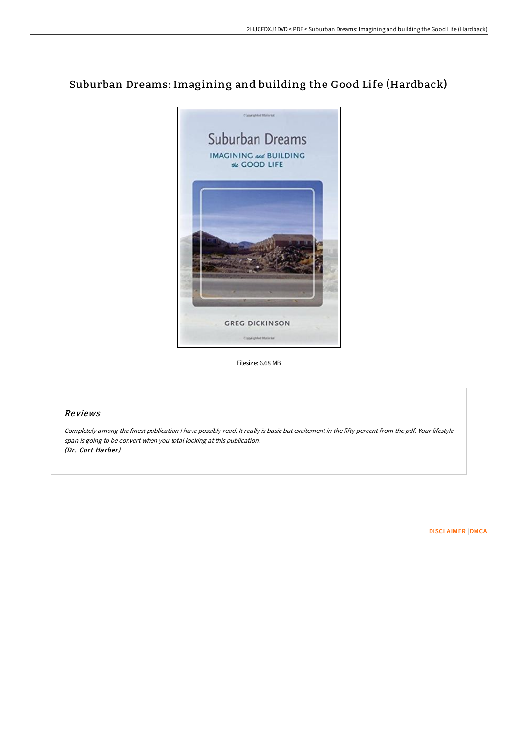# Suburban Dreams: Imagining and building the Good Life (Hardback)

Filesize: 6.68 MB

## *Reviews*

*Completely among the finest publication I have possibly read. It really is basic but excitement in the fifty percent from the pdf. Your lifestyle span is going to be convert when you total looking at this publication.*
*(Dr. Curt Harber)*

DISCLAIMER | DMCA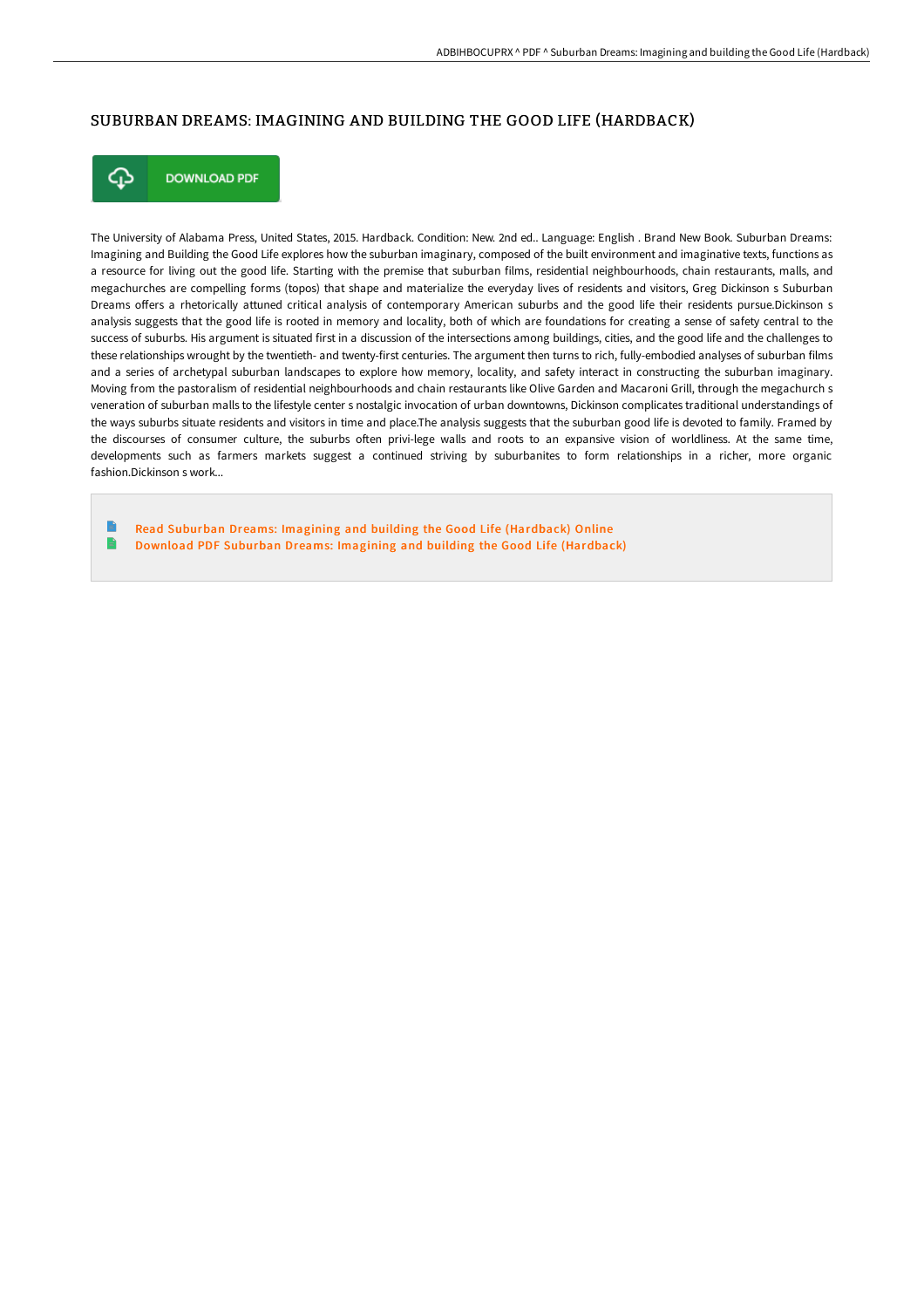## SUBURBAN DREAMS: IMAGINING AND BUILDING THE GOOD LIFE (HARDBACK)

DOWNLOAD PDF

The University of Alabama Press, United States, 2015. Hardback. Condition: New. 2nd ed.. Language: English . Brand New Book. Suburban Dreams: Imagining and Building the Good Life explores how the suburban imaginary, composed of the built environment and imaginative texts, functions as a resource for living out the good life. Starting with the premise that suburban films, residential neighbourhoods, chain restaurants, malls, and megachurches are compelling forms (topos) that shape and materialize the everyday lives of residents and visitors, Greg Dickinson s Suburban Dreams offers a rhetorically attuned critical analysis of contemporary American suburbs and the good life their residents pursue.Dickinson s analysis suggests that the good life is rooted in memory and locality, both of which are foundations for creating a sense of safety central to the success of suburbs. His argument is situated first in a discussion of the intersections among buildings, cities, and the good life and the challenges to these relationships wrought by the twentieth- and twenty-first centuries. The argument then turns to rich, fully-embodied analyses of suburban films and a series of archetypal suburban landscapes to explore how memory, locality, and safety interact in constructing the suburban imaginary. Moving from the pastoralism of residential neighbourhoods and chain restaurants like Olive Garden and Macaroni Grill, through the megachurch s veneration of suburban malls to the lifestyle center s nostalgic invocation of urban downtowns, Dickinson complicates traditional understandings of the ways suburbs situate residents and visitors in time and place.The analysis suggests that the suburban good life is devoted to family. Framed by the discourses of consumer culture, the suburbs often privi-lege walls and roots to an expansive vision of worldliness. At the same time, developments such as farmers markets suggest a continued striving by suburbanites to form relationships in a richer, more organic fashion.Dickinson s work...

- Read Suburban Dreams: Imagining and building the Good Life (Hardback) Online
- Download PDF Suburban Dreams: Imagining and building the Good Life (Hardback)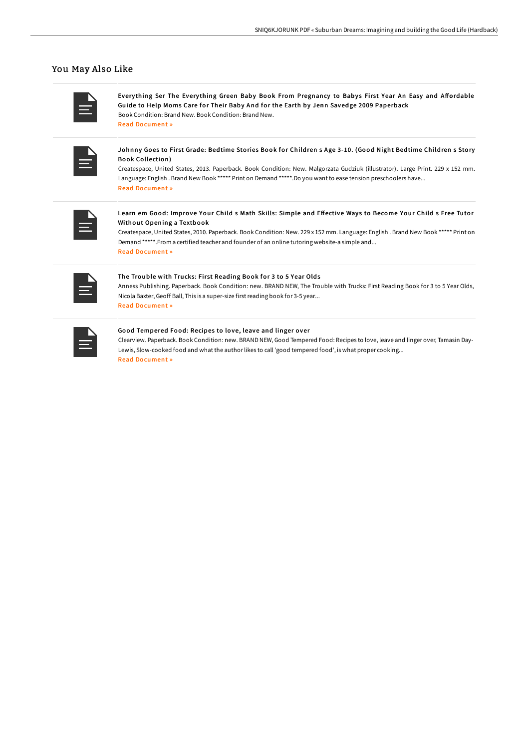## You May Also Like

**Everything Ser The Everything Green Baby Book From Pregnancy to Babys First Year An Easy and Affordable Guide to Help Moms Care for Their Baby And for the Earth by Jenn Savedge 2009 Paperback**

Book Condition: Brand New. Book Condition: Brand New.

Read Document »

**Johnny Goes to First Grade: Bedtime Stories Book for Children s Age 3-10. (Good Night Bedtime Children s Story Book Collection)**

Createspace, United States, 2013. Paperback. Book Condition: New. Malgorzata Gudziuk (illustrator). Large Print. 229 x 152 mm. Language: English . Brand New Book ***** Print on Demand *****.Do you want to ease tension preschoolers have...

Read Document »

**Learn em Good: Improve Your Child s Math Skills: Simple and Effective Ways to Become Your Child s Free Tutor Without Opening a Textbook**

Createspace, United States, 2010. Paperback. Book Condition: New. 229 x 152 mm. Language: English . Brand New Book ***** Print on Demand *****.From a certified teacher and founder of an online tutoring website-a simple and...

Read Document »

**The Trouble with Trucks: First Reading Book for 3 to 5 Year Olds**

Anness Publishing. Paperback. Book Condition: new. BRAND NEW, The Trouble with Trucks: First Reading Book for 3 to 5 Year Olds, Nicola Baxter, Geoff Ball, This is a super-size first reading book for 3-5 year...

Read Document »

**Good Tempered Food: Recipes to love, leave and linger over**

Clearview. Paperback. Book Condition: new. BRAND NEW, Good Tempered Food: Recipes to love, leave and linger over, Tamasin Day-Lewis, Slow-cooked food and what the author likes to call 'good tempered food', is what proper cooking...

Read Document »